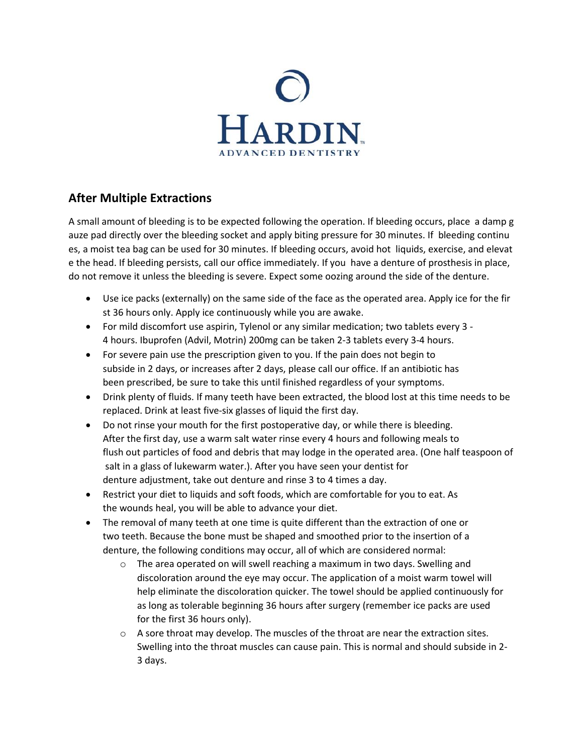# HARDIN

ADVANCED DENTISTRY

## After Multiple Extractions

A small amount of bleeding is to be expected following the operation. If bleeding occurs, place a damp gauze pad directly over the bleeding socket and apply biting pressure for 30 minutes. If bleeding continues, a moist tea bag can be used for 30 minutes. If bleeding occurs, avoid hot liquids, exercise, and elevate the head. If bleeding persists, call our office immediately. If you have a denture of prosthesis in place, do not remove it unless the bleeding is severe. Expect some oozing around the side of the denture.

- Use ice packs (externally) on the same side of the face as the operated area. Apply ice for the first 36 hours only. Apply ice continuously while you are awake.
- For mild discomfort use aspirin, Tylenol or any similar medication; two tablets every 3 - 4 hours. Ibuprofen (Advil, Motrin) 200mg can be taken 2-3 tablets every 3-4 hours.
- For severe pain use the prescription given to you. If the pain does not begin to subside in 2 days, or increases after 2 days, please call our office. If an antibiotic has been prescribed, be sure to take this until finished regardless of your symptoms.
- Drink plenty of fluids. If many teeth have been extracted, the blood lost at this time needs to be replaced. Drink at least five-six glasses of liquid the first day.
- Do not rinse your mouth for the first postoperative day, or while there is bleeding. After the first day, use a warm salt water rinse every 4 hours and following meals to flush out particles of food and debris that may lodge in the operated area. (One half teaspoon of salt in a glass of lukewarm water.). After you have seen your dentist for denture adjustment, take out denture and rinse 3 to 4 times a day.
- Restrict your diet to liquids and soft foods, which are comfortable for you to eat. As the wounds heal, you will be able to advance your diet.
- The removal of many teeth at one time is quite different than the extraction of one or two teeth. Because the bone must be shaped and smoothed prior to the insertion of a denture, the following conditions may occur, all of which are considered normal:
  - The area operated on will swell reaching a maximum in two days. Swelling and discoloration around the eye may occur. The application of a moist warm towel will help eliminate the discoloration quicker. The towel should be applied continuously for as long as tolerable beginning 36 hours after surgery (remember ice packs are used for the first 36 hours only).
  - A sore throat may develop. The muscles of the throat are near the extraction sites. Swelling into the throat muscles can cause pain. This is normal and should subside in 2-3 days.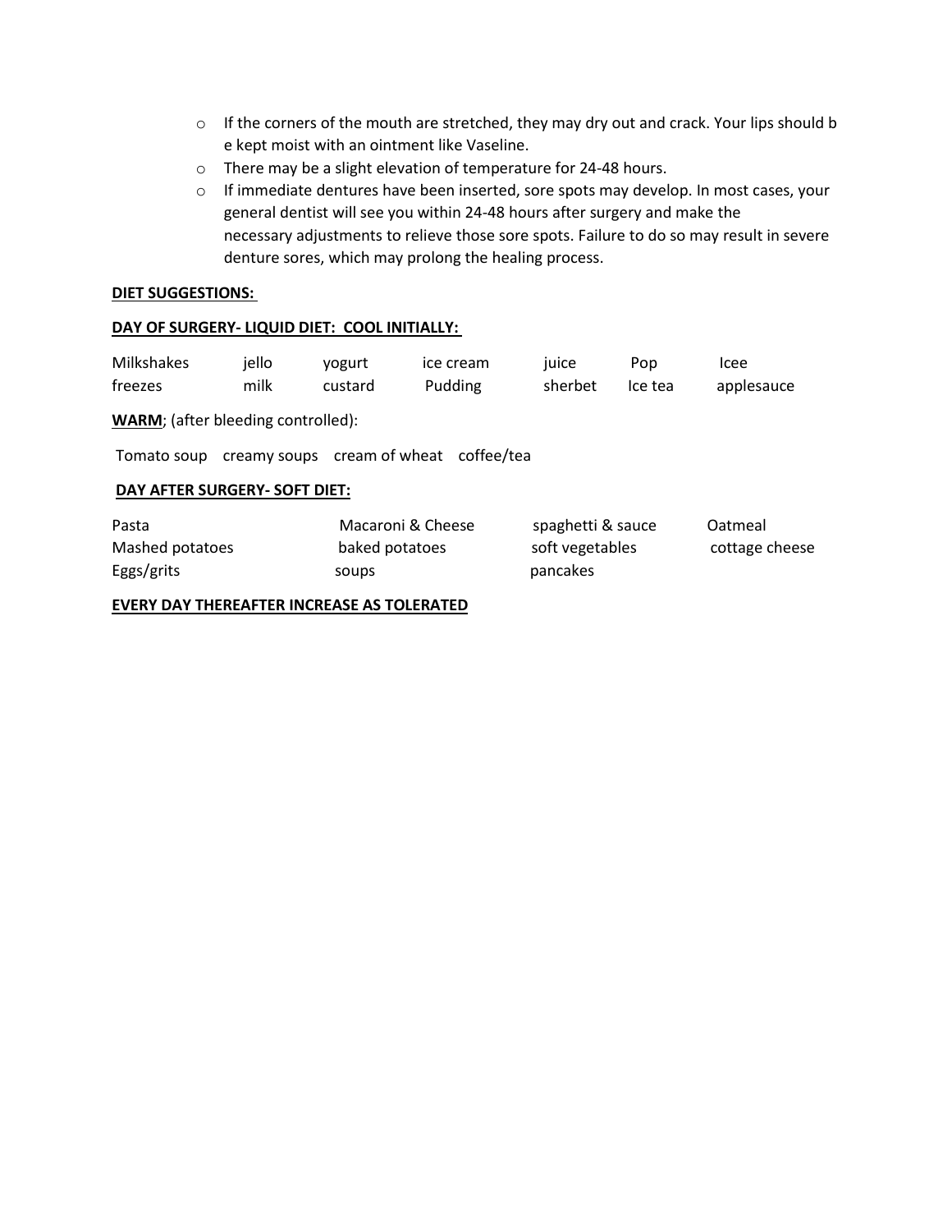- If the corners of the mouth are stretched, they may dry out and crack. Your lips should be kept moist with an ointment like Vaseline.
- There may be a slight elevation of temperature for 24-48 hours.
- If immediate dentures have been inserted, sore spots may develop. In most cases, your general dentist will see you within 24-48 hours after surgery and make the necessary adjustments to relieve those sore spots. Failure to do so may result in severe denture sores, which may prolong the healing process.

**DIET SUGGESTIONS:**

**DAY OF SURGERY- LIQUID DIET: COOL INITIALLY:**

| | | | | | | |
|---|---|---|---|---|---|---|
| Milkshakes | jello | yogurt | ice cream | juice | Pop | Icee |
| freezes | milk | custard | Pudding | sherbet | Ice tea | applesauce |

**WARM**; (after bleeding controlled):

Tomato soup   creamy soups   cream of wheat   coffee/tea

**DAY AFTER SURGERY- SOFT DIET:**

| | | | |
|---|---|---|---|
| Pasta | Macaroni & Cheese | spaghetti & sauce | Oatmeal |
| Mashed potatoes | baked potatoes | soft vegetables | cottage cheese |
| Eggs/grits | soups | pancakes | |

**EVERY DAY THEREAFTER INCREASE AS TOLERATED**